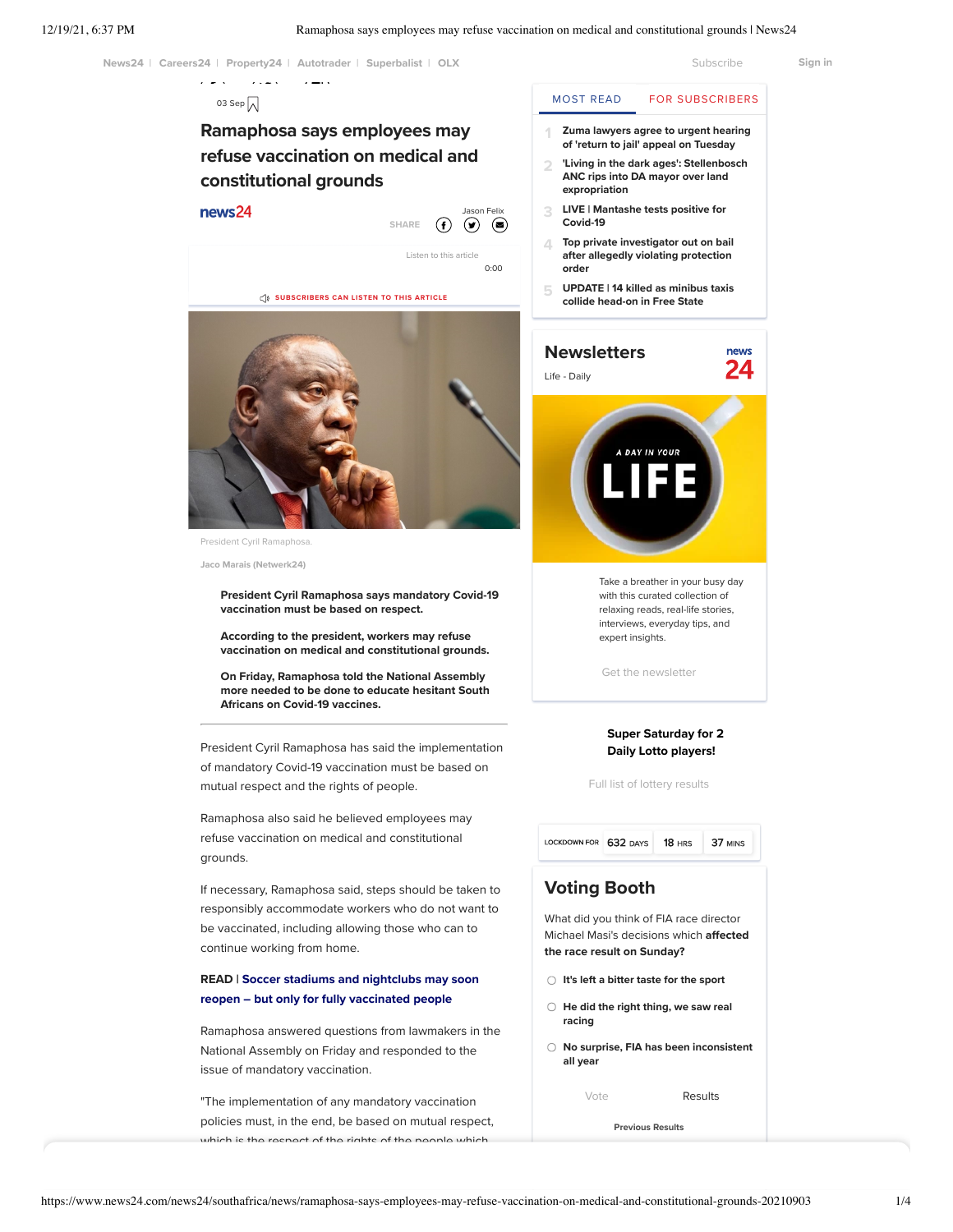03 Sep

# Ramaphosa says employees may refuse vaccination on medical and constitutional grounds

news24

Jason Felix

SHARE

Listen to this article

0:00

SUBSCRIBERS CAN LISTEN TO THIS ARTICLE

President Cyril Ramaphosa.

Jaco Marais (Netwerk24)

**President Cyril Ramaphosa says mandatory Covid-19 vaccination must be based on respect.**

**According to the president, workers may refuse vaccination on medical and constitutional grounds.**

**On Friday, Ramaphosa told the National Assembly more needed to be done to educate hesitant South Africans on Covid-19 vaccines.**

---

President Cyril Ramaphosa has said the implementation of mandatory Covid-19 vaccination must be based on mutual respect and the rights of people.

Ramaphosa also said he believed employees may refuse vaccination on medical and constitutional grounds.

If necessary, Ramaphosa said, steps should be taken to responsibly accommodate workers who do not want to be vaccinated, including allowing those who can to continue working from home.

**READ | Soccer stadiums and nightclubs may soon reopen – but only for fully vaccinated people**

Ramaphosa answered questions from lawmakers in the National Assembly on Friday and responded to the issue of mandatory vaccination.

"The implementation of any mandatory vaccination policies must, in the end, be based on mutual respect, which is the respect of the rights of the people which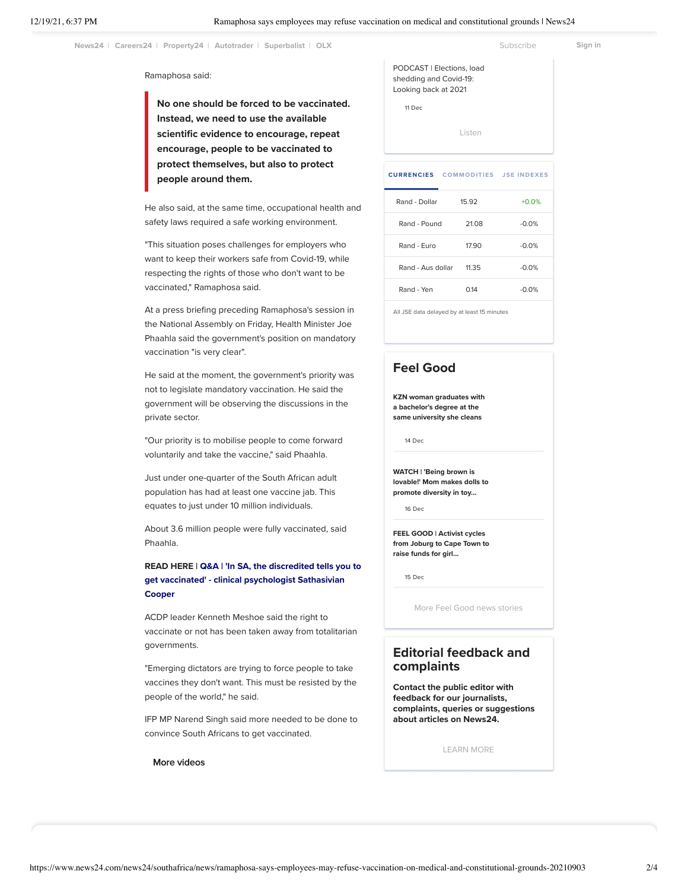Ramaphosa said:

> **No one should be forced to be vaccinated. Instead, we need to use the available scientific evidence to encourage, repeat encourage, people to be vaccinated to protect themselves, but also to protect people around them.**

He also said, at the same time, occupational health and safety laws required a safe working environment.

"This situation poses challenges for employers who want to keep their workers safe from Covid-19, while respecting the rights of those who don't want to be vaccinated," Ramaphosa said.

At a press briefing preceding Ramaphosa's session in the National Assembly on Friday, Health Minister Joe Phaahla said the government's position on mandatory vaccination "is very clear".

He said at the moment, the government's priority was not to legislate mandatory vaccination. He said the government will be observing the discussions in the private sector.

"Our priority is to mobilise people to come forward voluntarily and take the vaccine," said Phaahla.

Just under one-quarter of the South African adult population has had at least one vaccine jab. This equates to just under 10 million individuals.

About 3.6 million people were fully vaccinated, said Phaahla.

**READ HERE | Q&A | 'In SA, the discredited tells you to get vaccinated' - clinical psychologist Sathasivian Cooper**

ACDP leader Kenneth Meshoe said the right to vaccinate or not has been taken away from totalitarian governments.

"Emerging dictators are trying to force people to take vaccines they don't want. This must be resisted by the people of the world," he said.

IFP MP Narend Singh said more needed to be done to convince South Africans to get vaccinated.

More videos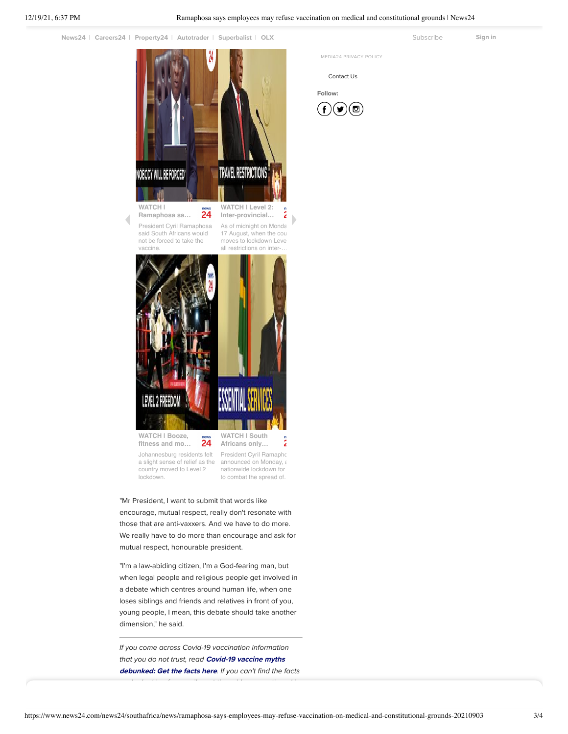News24 | Careers24 | Property24 | Autotrader | Superbalist | OLX

Subscribe Sign in

MEDIA24 PRIVACY POLICY

Contact Us

Follow:

WATCH | Ramaphosa sa...

President Cyril Ramaphosa said South Africans would not be forced to take the vaccine.

WATCH | Level 2: Inter-provincial...

As of midnight on Monday 17 August, when the cou moves to lockdown Leve all restrictions on inter-...

WATCH | Booze, fitness and mo...

Johannesburg residents felt a slight sense of relief as the country moved to Level 2 lockdown.

WATCH | South Africans only...

President Cyril Ramaphc announced on Monday, a nationwide lockdown for to combat the spread of.

"Mr President, I want to submit that words like encourage, mutual respect, really don't resonate with those that are anti-vaxxers. And we have to do more. We really have to do more than encourage and ask for mutual respect, honourable president.

"I'm a law-abiding citizen, I'm a God-fearing man, but when legal people and religious people get involved in a debate which centres around human life, when one loses siblings and friends and relatives in front of you, young people, I mean, this debate should take another dimension," he said.

---

*If you come across Covid-19 vaccination information that you do not trust, read* ***Covid-19 vaccine myths debunked: Get the facts here****. If you can't find the facts*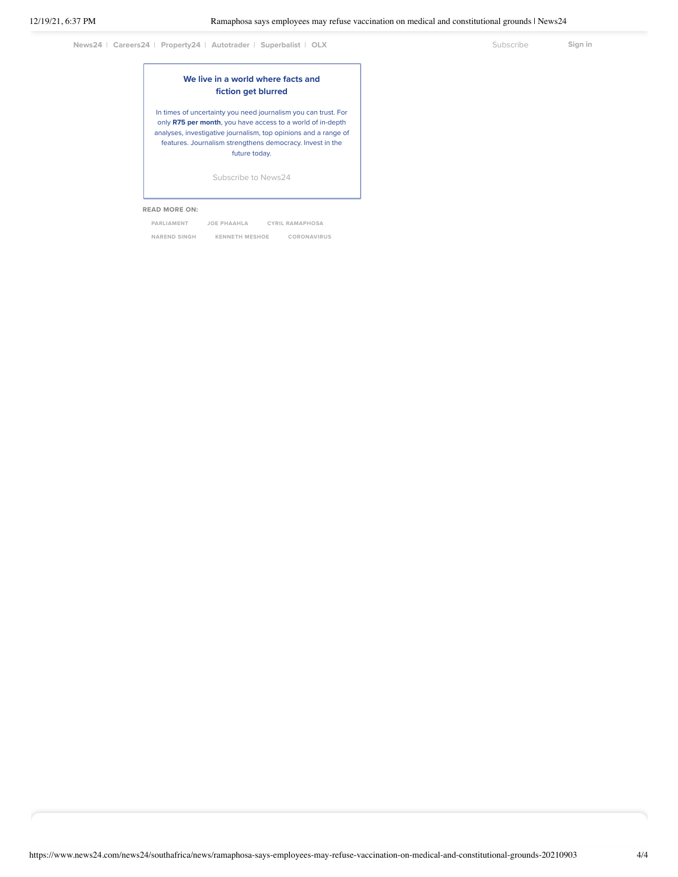News24 | Careers24 | Property24 | Autotrader | Superbalist | OLX

Subscribe

Sign in

**We live in a world where facts and fiction get blurred**

In times of uncertainty you need journalism you can trust. For only **R75 per month**, you have access to a world of in-depth analyses, investigative journalism, top opinions and a range of features. Journalism strengthens democracy. Invest in the future today.

Subscribe to News24

**READ MORE ON:**

PARLIAMENT    JOE PHAAHLA    CYRIL RAMAPHOSA

NAREND SINGH    KENNETH MESHOE    CORONAVIRUS